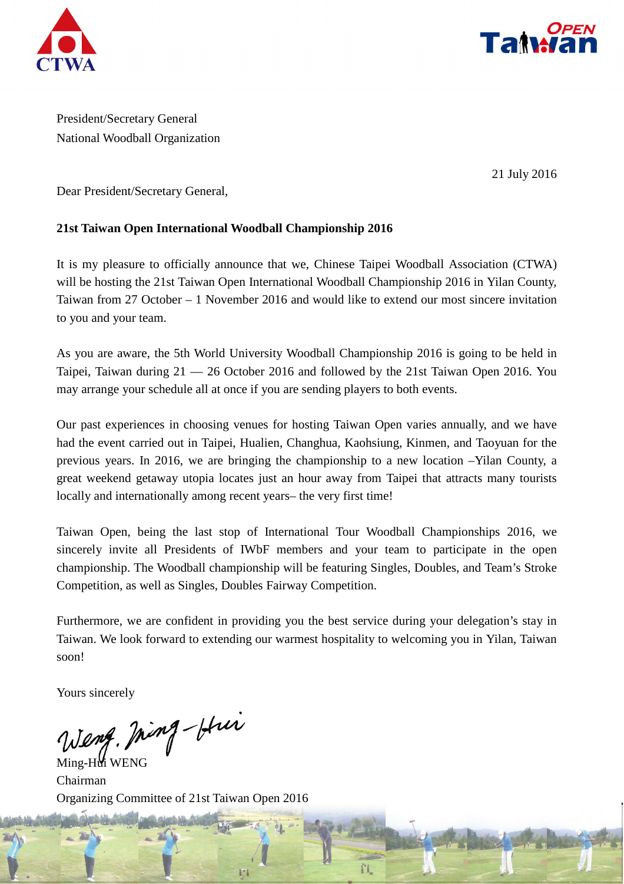President/Secretary General
National Woodball Organization

21 July 2016

Dear President/Secretary General,

**21st Taiwan Open International Woodball Championship 2016**

It is my pleasure to officially announce that we, Chinese Taipei Woodball Association (CTWA) will be hosting the 21st Taiwan Open International Woodball Championship 2016 in Yilan County, Taiwan from 27 October – 1 November 2016 and would like to extend our most sincere invitation to you and your team.

As you are aware, the 5th World University Woodball Championship 2016 is going to be held in Taipei, Taiwan during 21 — 26 October 2016 and followed by the 21st Taiwan Open 2016. You may arrange your schedule all at once if you are sending players to both events.

Our past experiences in choosing venues for hosting Taiwan Open varies annually, and we have had the event carried out in Taipei, Hualien, Changhua, Kaohsiung, Kinmen, and Taoyuan for the previous years. In 2016, we are bringing the championship to a new location –Yilan County, a great weekend getaway utopia locates just an hour away from Taipei that attracts many tourists locally and internationally among recent years– the very first time!

Taiwan Open, being the last stop of International Tour Woodball Championships 2016, we sincerely invite all Presidents of IWbF members and your team to participate in the open championship. The Woodball championship will be featuring Singles, Doubles, and Team's Stroke Competition, as well as Singles, Doubles Fairway Competition.

Furthermore, we are confident in providing you the best service during your delegation's stay in Taiwan. We look forward to extending our warmest hospitality to welcoming you in Yilan, Taiwan soon!

Yours sincerely

Weng. Ming-Hui

Ming-Hui WENG
Chairman
Organizing Committee of 21st Taiwan Open 2016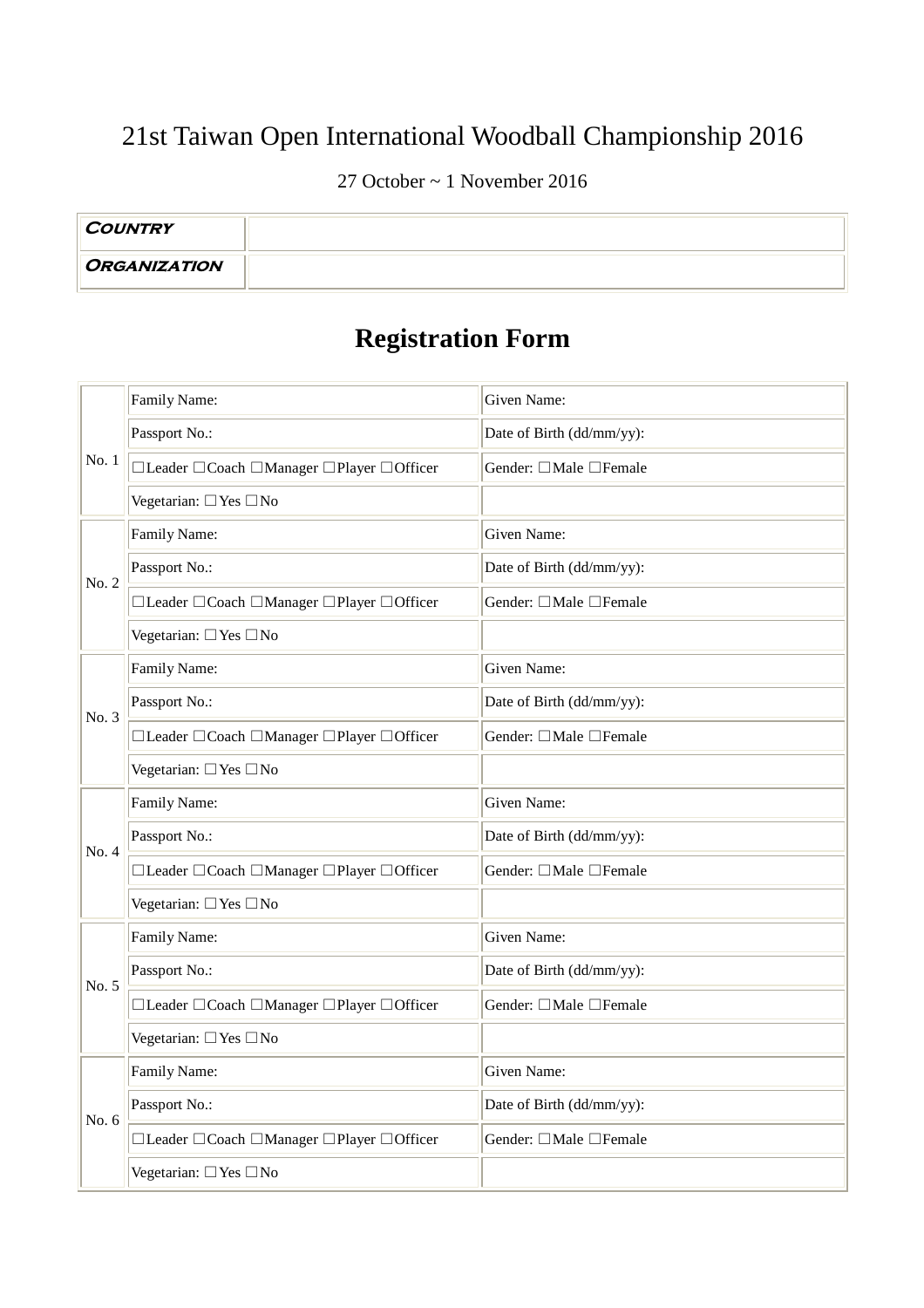# 21st Taiwan Open International Woodball Championship 2016

27 October ~ 1 November 2016

| | |
|---|---|
| ***Country*** | |
| ***Organization*** | |

## Registration Form

| | | |
|---|---|---|
| No. 1 | Family Name: | Given Name: |
| | Passport No.: | Date of Birth (dd/mm/yy): |
| | ☐Leader ☐Coach ☐Manager ☐Player ☐Officer | Gender: ☐Male ☐Female |
| | Vegetarian: ☐Yes ☐No | |
| No. 2 | Family Name: | Given Name: |
| | Passport No.: | Date of Birth (dd/mm/yy): |
| | ☐Leader ☐Coach ☐Manager ☐Player ☐Officer | Gender: ☐Male ☐Female |
| | Vegetarian: ☐Yes ☐No | |
| No. 3 | Family Name: | Given Name: |
| | Passport No.: | Date of Birth (dd/mm/yy): |
| | ☐Leader ☐Coach ☐Manager ☐Player ☐Officer | Gender: ☐Male ☐Female |
| | Vegetarian: ☐Yes ☐No | |
| No. 4 | Family Name: | Given Name: |
| | Passport No.: | Date of Birth (dd/mm/yy): |
| | ☐Leader ☐Coach ☐Manager ☐Player ☐Officer | Gender: ☐Male ☐Female |
| | Vegetarian: ☐Yes ☐No | |
| No. 5 | Family Name: | Given Name: |
| | Passport No.: | Date of Birth (dd/mm/yy): |
| | ☐Leader ☐Coach ☐Manager ☐Player ☐Officer | Gender: ☐Male ☐Female |
| | Vegetarian: ☐Yes ☐No | |
| No. 6 | Family Name: | Given Name: |
| | Passport No.: | Date of Birth (dd/mm/yy): |
| | ☐Leader ☐Coach ☐Manager ☐Player ☐Officer | Gender: ☐Male ☐Female |
| | Vegetarian: ☐Yes ☐No | |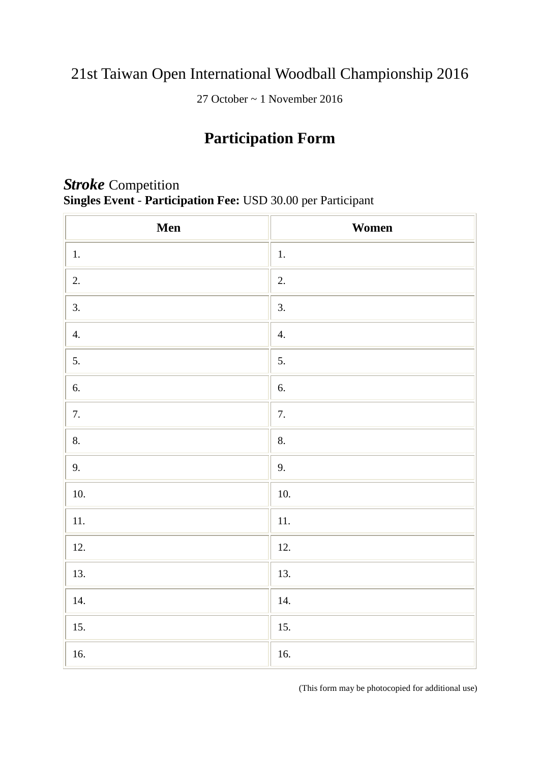21st Taiwan Open International Woodball Championship 2016

27 October ~ 1 November 2016

# Participation Form

***Stroke*** Competition
**Singles Event** - **Participation Fee:** USD 30.00 per Participant

| Men | Women |
|---|---|
| 1. | 1. |
| 2. | 2. |
| 3. | 3. |
| 4. | 4. |
| 5. | 5. |
| 6. | 6. |
| 7. | 7. |
| 8. | 8. |
| 9. | 9. |
| 10. | 10. |
| 11. | 11. |
| 12. | 12. |
| 13. | 13. |
| 14. | 14. |
| 15. | 15. |
| 16. | 16. |

(This form may be photocopied for additional use)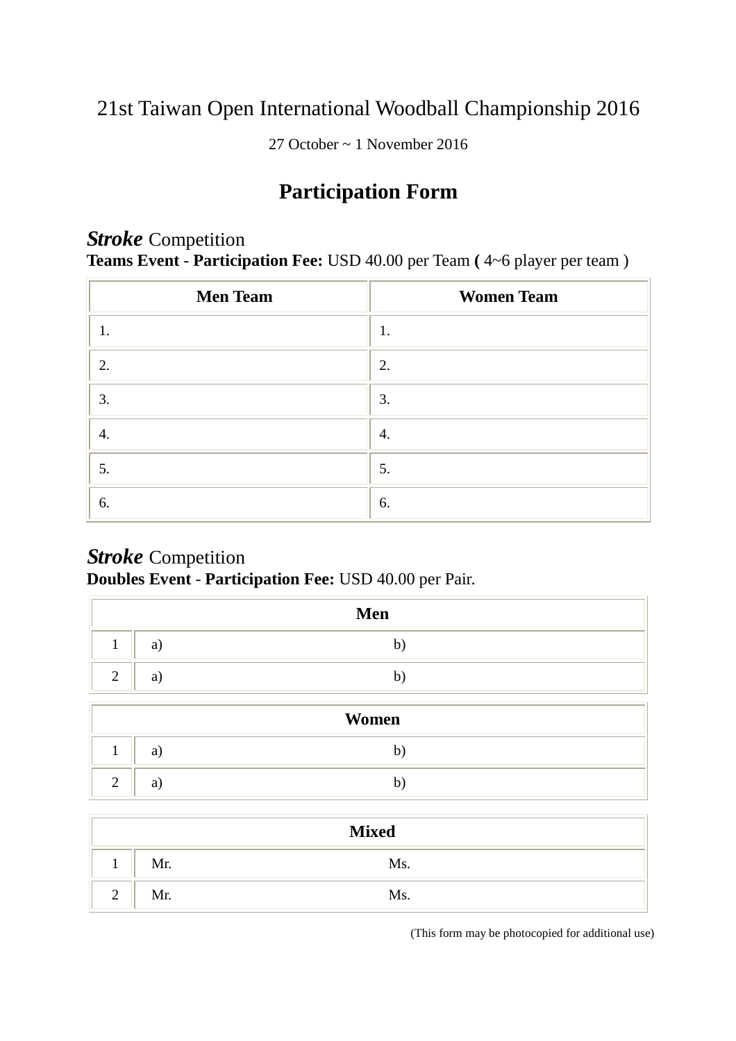21st Taiwan Open International Woodball Championship 2016

27 October ~ 1 November 2016

# Participation Form

***Stroke*** Competition
**Teams Event** - **Participation Fee:** USD 40.00 per Team **(** 4~6 player per team )

| Men Team | Women Team |
|---|---|
| 1. | 1. |
| 2. | 2. |
| 3. | 3. |
| 4. | 4. |
| 5. | 5. |
| 6. | 6. |

***Stroke*** Competition
**Doubles Event** - **Participation Fee:** USD 40.00 per Pair.

| Men | | |
|---|---|---|
| 1 | a) | b) |
| 2 | a) | b) |

| Women | | |
|---|---|---|
| 1 | a) | b) |
| 2 | a) | b) |

| Mixed | | |
|---|---|---|
| 1 | Mr. | Ms. |
| 2 | Mr. | Ms. |

(This form may be photocopied for additional use)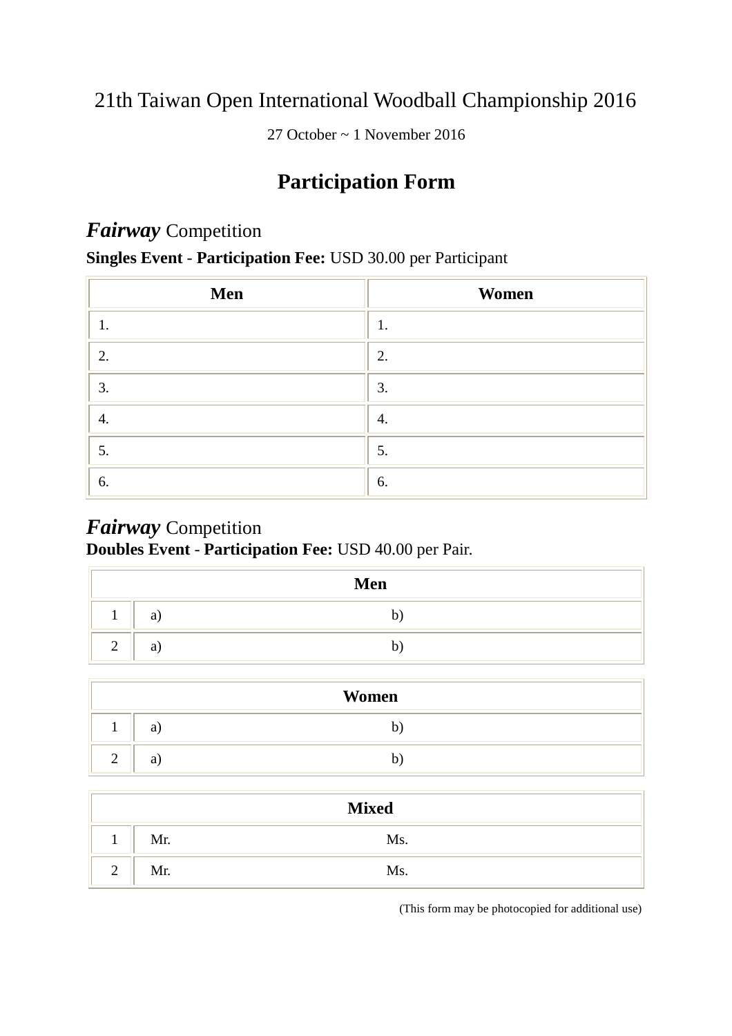# 21th Taiwan Open International Woodball Championship 2016

27 October ~ 1 November 2016

## Participation Form

### *Fairway* Competition

**Singles Event** - **Participation Fee:** USD 30.00 per Participant

| Men | Women |
| --- | --- |
| 1. | 1. |
| 2. | 2. |
| 3. | 3. |
| 4. | 4. |
| 5. | 5. |
| 6. | 6. |

### *Fairway* Competition

**Doubles Event** - **Participation Fee:** USD 40.00 per Pair.

| Men | | |
| --- | --- | --- |
| 1 | a) | b) |
| 2 | a) | b) |

| Women | | |
| --- | --- | --- |
| 1 | a) | b) |
| 2 | a) | b) |

| Mixed | | |
| --- | --- | --- |
| 1 | Mr. | Ms. |
| 2 | Mr. | Ms. |

(This form may be photocopied for additional use)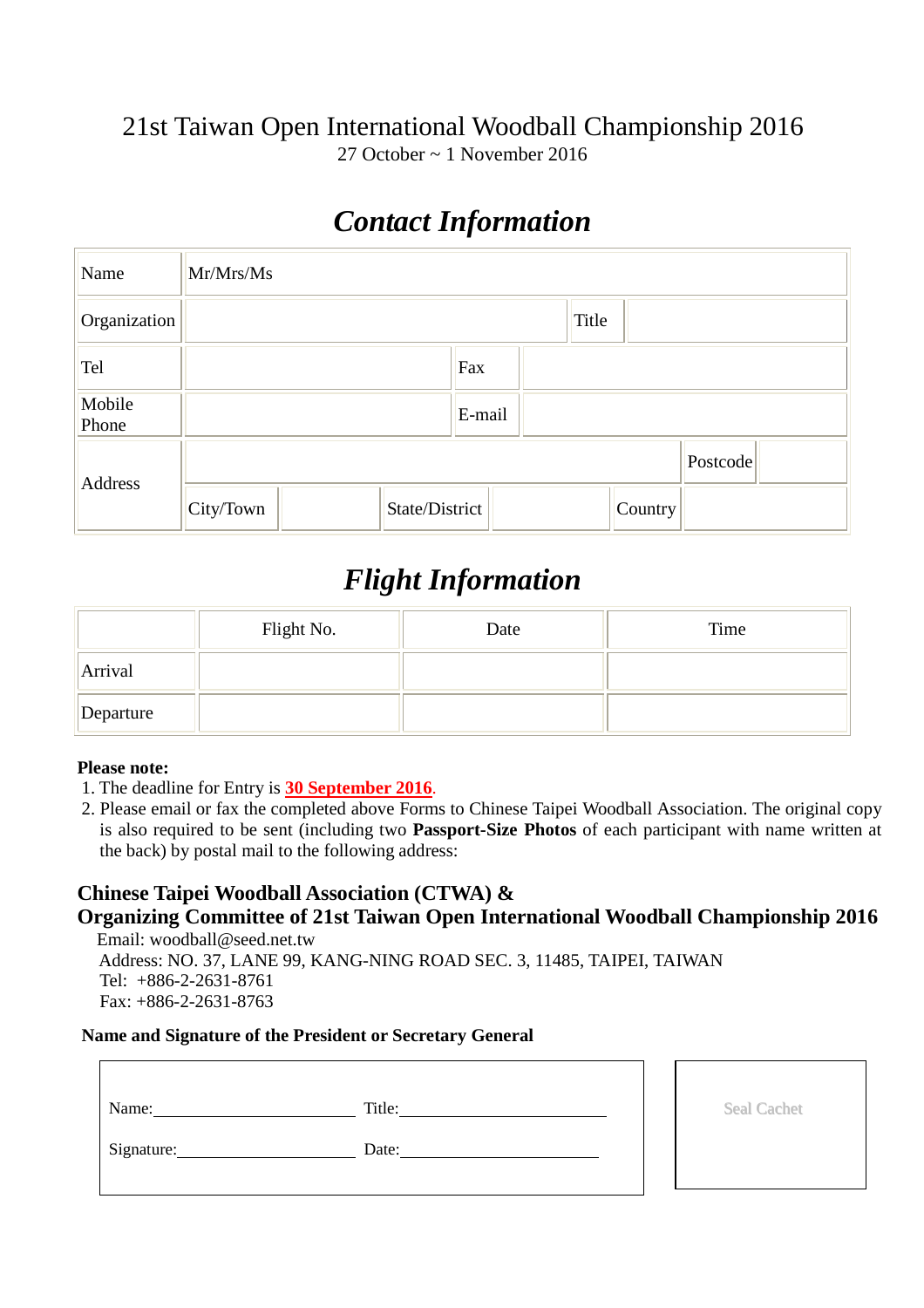# 21st Taiwan Open International Woodball Championship 2016

27 October ~ 1 November 2016

## *Contact Information*

| | | | | | | | |
|---|---|---|---|---|---|---|---|
| Name | Mr/Mrs/Ms | | | | | | |
| Organization | | | | | Title | | |
| Tel | | | Fax | | | | |
| Mobile Phone | | | E-mail | | | | |
| Address | | | | | | Postcode | |
| | City/Town | | State/District | | Country | | |

## *Flight Information*

| | Flight No. | Date | Time |
|---|---|---|---|
| Arrival | | | |
| Departure | | | |

**Please note:**

1. The deadline for Entry is **30 September 2016**.
2. Please email or fax the completed above Forms to Chinese Taipei Woodball Association. The original copy is also required to be sent (including two **Passport-Size Photos** of each participant with name written at the back) by postal mail to the following address:

**Chinese Taipei Woodball Association (CTWA) &**
**Organizing Committee of 21st Taiwan Open International Woodball Championship 2016**

Email: woodball@seed.net.tw
Address: NO. 37, LANE 99, KANG-NING ROAD SEC. 3, 11485, TAIPEI, TAIWAN
Tel: +886-2-2631-8761
Fax: +886-2-2631-8763

**Name and Signature of the President or Secretary General**

Name:________________________ Title:________________________

Signature:____________________ Date:________________________

Seal Cachet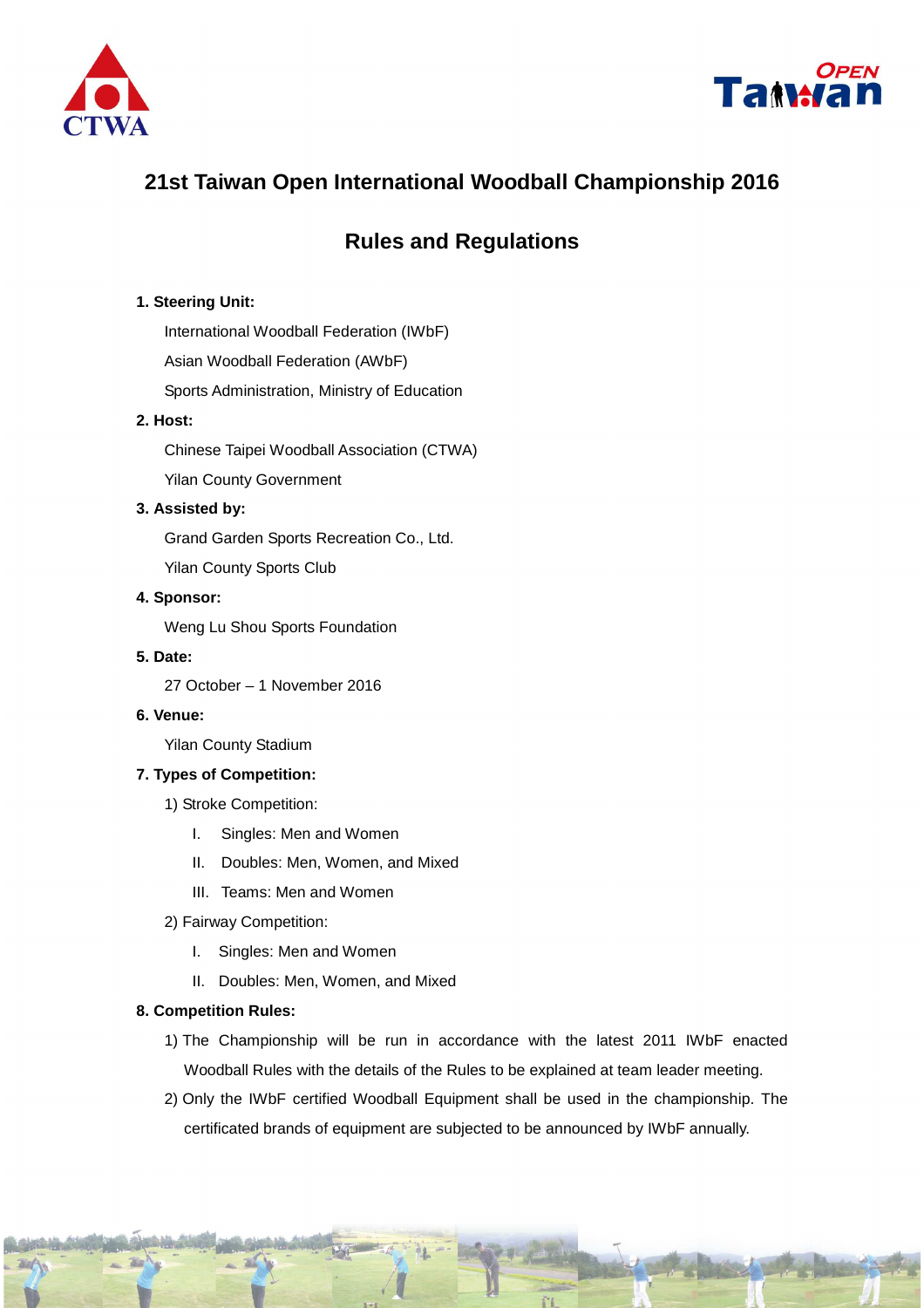# 21st Taiwan Open International Woodball Championship 2016

## Rules and Regulations

**1. Steering Unit:**

International Woodball Federation (IWbF)

Asian Woodball Federation (AWbF)

Sports Administration, Ministry of Education

**2. Host:**

Chinese Taipei Woodball Association (CTWA)

Yilan County Government

**3. Assisted by:**

Grand Garden Sports Recreation Co., Ltd.

Yilan County Sports Club

**4. Sponsor:**

Weng Lu Shou Sports Foundation

**5. Date:**

27 October – 1 November 2016

**6. Venue:**

Yilan County Stadium

**7. Types of Competition:**

1) Stroke Competition:

- I. Singles: Men and Women
- II. Doubles: Men, Women, and Mixed
- III. Teams: Men and Women

2) Fairway Competition:

- I. Singles: Men and Women
- II. Doubles: Men, Women, and Mixed

**8. Competition Rules:**

1) The Championship will be run in accordance with the latest 2011 IWbF enacted Woodball Rules with the details of the Rules to be explained at team leader meeting.

2) Only the IWbF certified Woodball Equipment shall be used in the championship. The certificated brands of equipment are subjected to be announced by IWbF annually.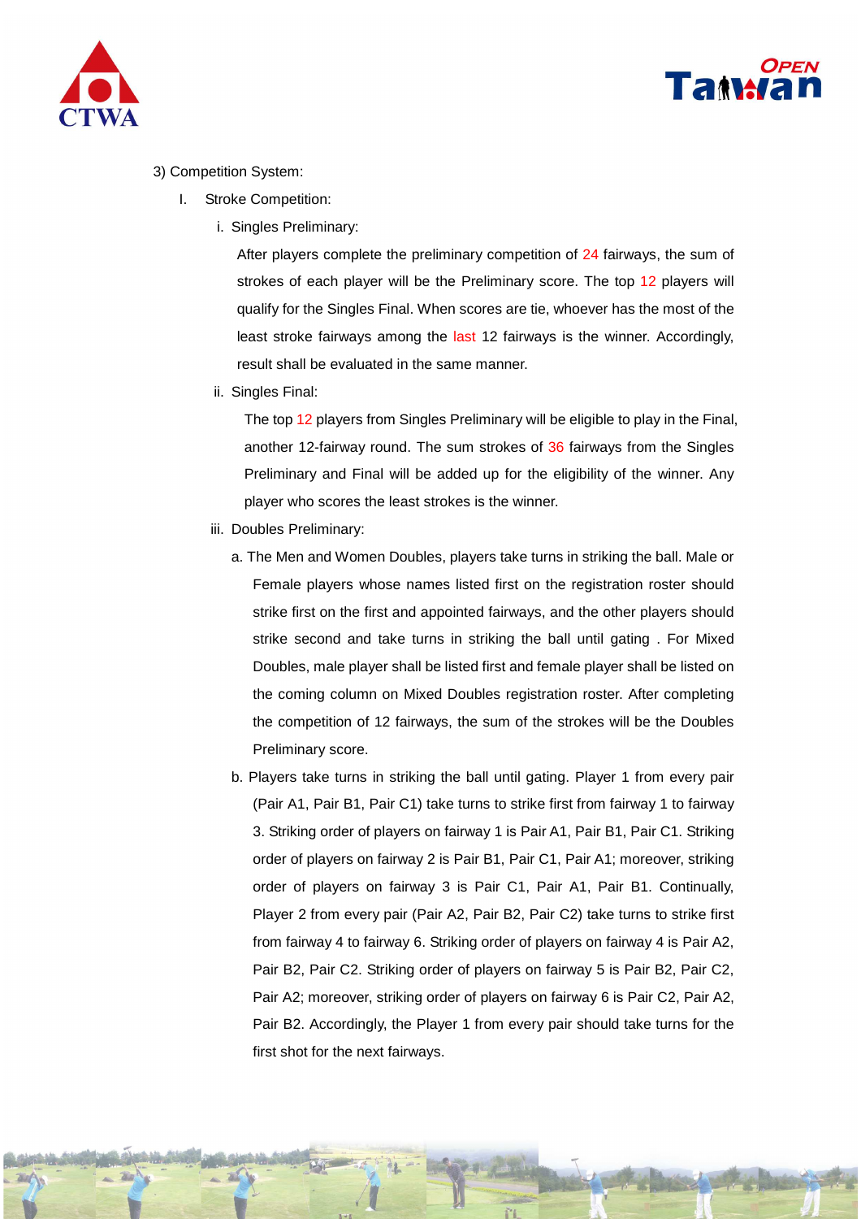3) Competition System:

I. Stroke Competition:

i. Singles Preliminary:

After players complete the preliminary competition of 24 fairways, the sum of strokes of each player will be the Preliminary score. The top 12 players will qualify for the Singles Final. When scores are tie, whoever has the most of the least stroke fairways among the last 12 fairways is the winner. Accordingly, result shall be evaluated in the same manner.

ii. Singles Final:

The top 12 players from Singles Preliminary will be eligible to play in the Final, another 12-fairway round. The sum strokes of 36 fairways from the Singles Preliminary and Final will be added up for the eligibility of the winner. Any player who scores the least strokes is the winner.

iii. Doubles Preliminary:

a. The Men and Women Doubles, players take turns in striking the ball. Male or Female players whose names listed first on the registration roster should strike first on the first and appointed fairways, and the other players should strike second and take turns in striking the ball until gating . For Mixed Doubles, male player shall be listed first and female player shall be listed on the coming column on Mixed Doubles registration roster. After completing the competition of 12 fairways, the sum of the strokes will be the Doubles Preliminary score.

b. Players take turns in striking the ball until gating. Player 1 from every pair (Pair A1, Pair B1, Pair C1) take turns to strike first from fairway 1 to fairway 3. Striking order of players on fairway 1 is Pair A1, Pair B1, Pair C1. Striking order of players on fairway 2 is Pair B1, Pair C1, Pair A1; moreover, striking order of players on fairway 3 is Pair C1, Pair A1, Pair B1. Continually, Player 2 from every pair (Pair A2, Pair B2, Pair C2) take turns to strike first from fairway 4 to fairway 6. Striking order of players on fairway 4 is Pair A2, Pair B2, Pair C2. Striking order of players on fairway 5 is Pair B2, Pair C2, Pair A2; moreover, striking order of players on fairway 6 is Pair C2, Pair A2, Pair B2. Accordingly, the Player 1 from every pair should take turns for the first shot for the next fairways.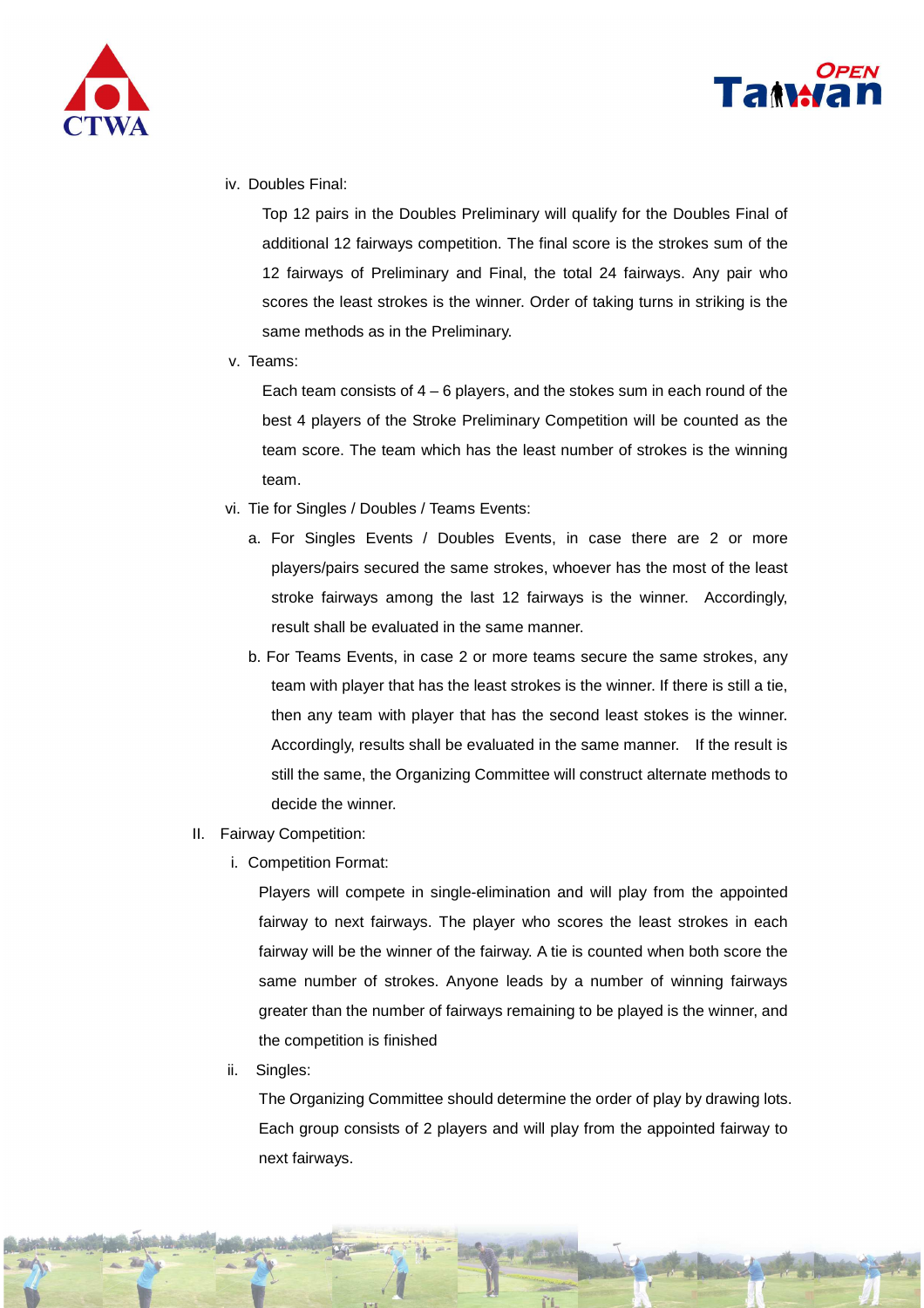iv. Doubles Final:

Top 12 pairs in the Doubles Preliminary will qualify for the Doubles Final of additional 12 fairways competition. The final score is the strokes sum of the 12 fairways of Preliminary and Final, the total 24 fairways. Any pair who scores the least strokes is the winner. Order of taking turns in striking is the same methods as in the Preliminary.

v. Teams:

Each team consists of 4 – 6 players, and the stokes sum in each round of the best 4 players of the Stroke Preliminary Competition will be counted as the team score. The team which has the least number of strokes is the winning team.

vi. Tie for Singles / Doubles / Teams Events:

a. For Singles Events / Doubles Events, in case there are 2 or more players/pairs secured the same strokes, whoever has the most of the least stroke fairways among the last 12 fairways is the winner. Accordingly, result shall be evaluated in the same manner.

b. For Teams Events, in case 2 or more teams secure the same strokes, any team with player that has the least strokes is the winner. If there is still a tie, then any team with player that has the second least stokes is the winner. Accordingly, results shall be evaluated in the same manner. If the result is still the same, the Organizing Committee will construct alternate methods to decide the winner.

II. Fairway Competition:

i. Competition Format:

Players will compete in single-elimination and will play from the appointed fairway to next fairways. The player who scores the least strokes in each fairway will be the winner of the fairway. A tie is counted when both score the same number of strokes. Anyone leads by a number of winning fairways greater than the number of fairways remaining to be played is the winner, and the competition is finished

ii. Singles:

The Organizing Committee should determine the order of play by drawing lots. Each group consists of 2 players and will play from the appointed fairway to next fairways.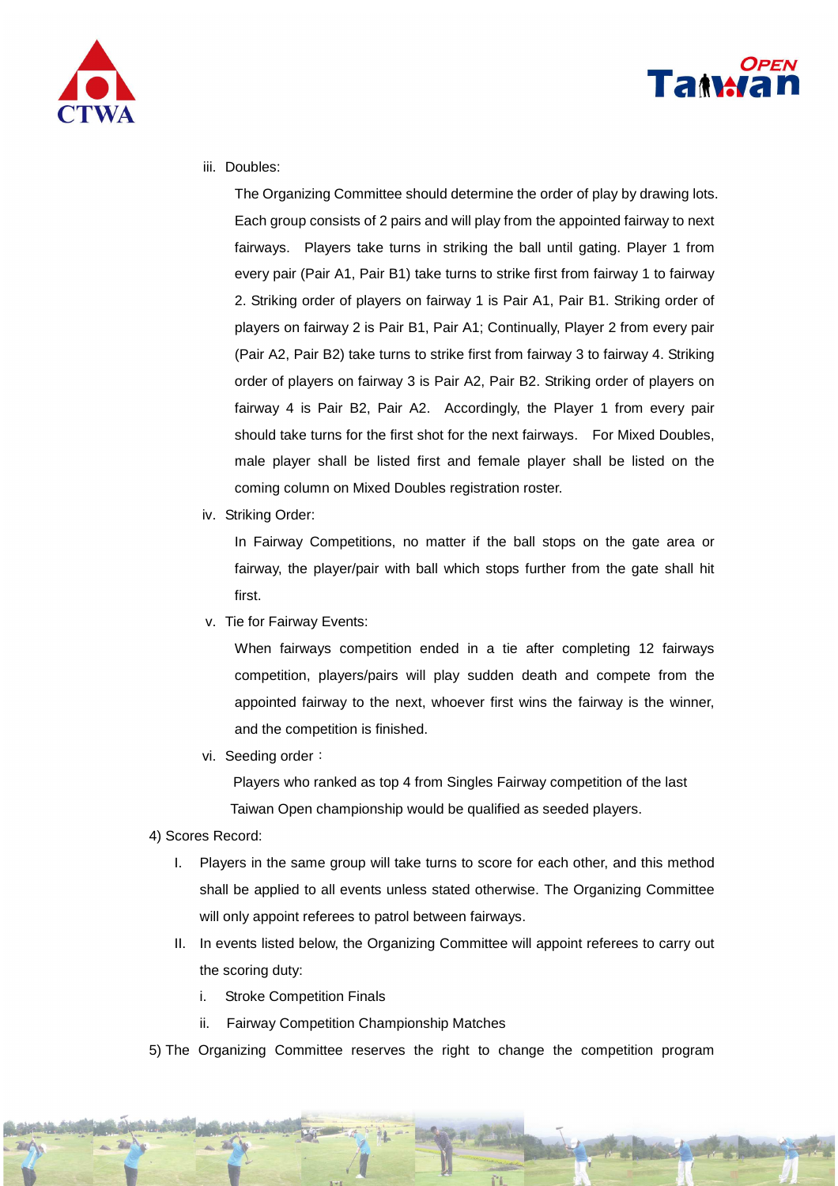iii. Doubles:

The Organizing Committee should determine the order of play by drawing lots. Each group consists of 2 pairs and will play from the appointed fairway to next fairways. Players take turns in striking the ball until gating. Player 1 from every pair (Pair A1, Pair B1) take turns to strike first from fairway 1 to fairway 2. Striking order of players on fairway 1 is Pair A1, Pair B1. Striking order of players on fairway 2 is Pair B1, Pair A1; Continually, Player 2 from every pair (Pair A2, Pair B2) take turns to strike first from fairway 3 to fairway 4. Striking order of players on fairway 3 is Pair A2, Pair B2. Striking order of players on fairway 4 is Pair B2, Pair A2. Accordingly, the Player 1 from every pair should take turns for the first shot for the next fairways. For Mixed Doubles, male player shall be listed first and female player shall be listed on the coming column on Mixed Doubles registration roster.

iv. Striking Order:

In Fairway Competitions, no matter if the ball stops on the gate area or fairway, the player/pair with ball which stops further from the gate shall hit first.

v. Tie for Fairway Events:

When fairways competition ended in a tie after completing 12 fairways competition, players/pairs will play sudden death and compete from the appointed fairway to the next, whoever first wins the fairway is the winner, and the competition is finished.

vi. Seeding order：

Players who ranked as top 4 from Singles Fairway competition of the last Taiwan Open championship would be qualified as seeded players.

4) Scores Record:

I. Players in the same group will take turns to score for each other, and this method shall be applied to all events unless stated otherwise. The Organizing Committee will only appoint referees to patrol between fairways.

II. In events listed below, the Organizing Committee will appoint referees to carry out the scoring duty:

i. Stroke Competition Finals

ii. Fairway Competition Championship Matches

5) The Organizing Committee reserves the right to change the competition program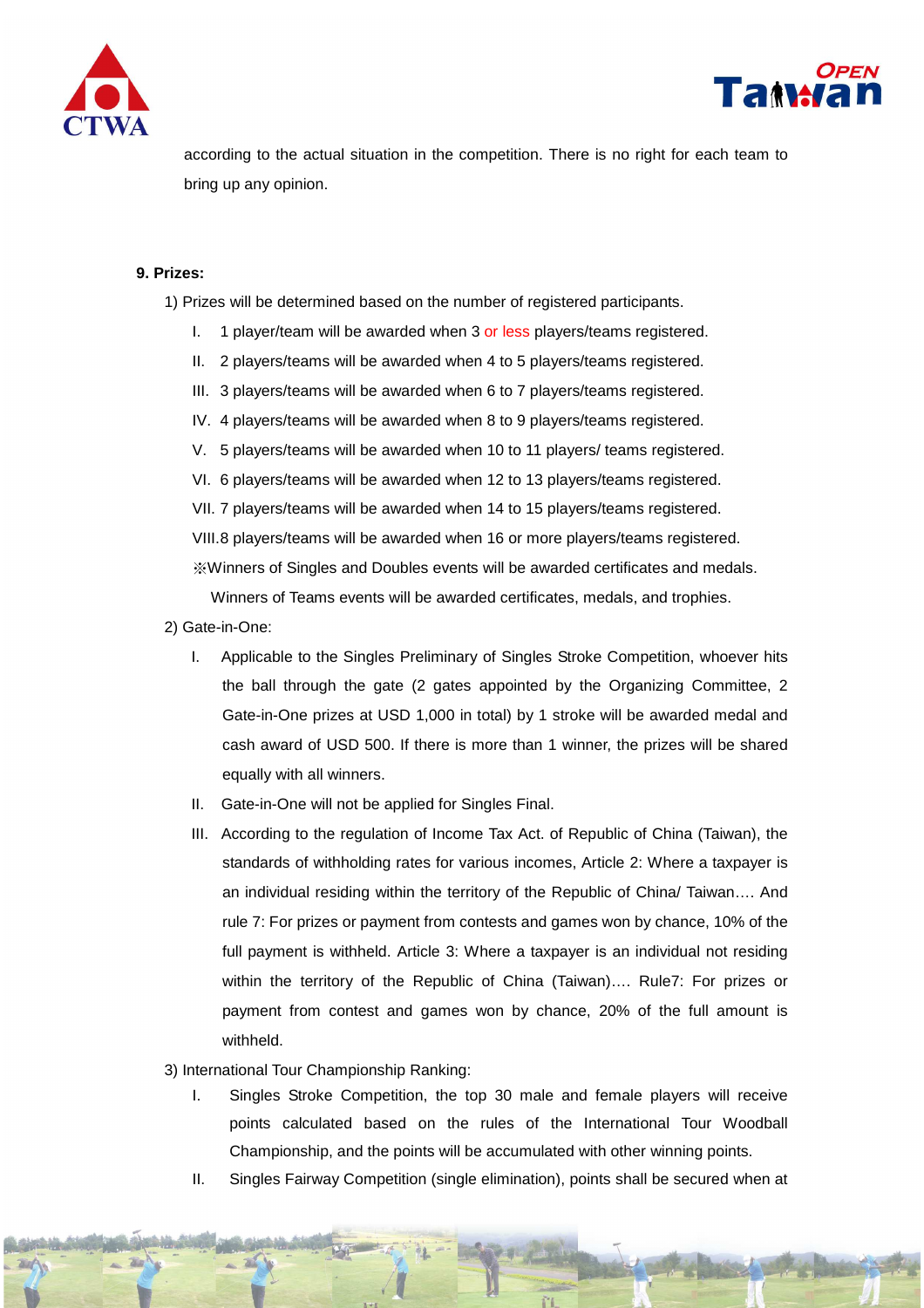according to the actual situation in the competition. There is no right for each team to bring up any opinion.

**9. Prizes:**

1) Prizes will be determined based on the number of registered participants.

I. 1 player/team will be awarded when 3 or less players/teams registered.

II. 2 players/teams will be awarded when 4 to 5 players/teams registered.

III. 3 players/teams will be awarded when 6 to 7 players/teams registered.

IV. 4 players/teams will be awarded when 8 to 9 players/teams registered.

V. 5 players/teams will be awarded when 10 to 11 players/ teams registered.

VI. 6 players/teams will be awarded when 12 to 13 players/teams registered.

VII. 7 players/teams will be awarded when 14 to 15 players/teams registered.

VIII. 8 players/teams will be awarded when 16 or more players/teams registered.

※Winners of Singles and Doubles events will be awarded certificates and medals. Winners of Teams events will be awarded certificates, medals, and trophies.

2) Gate-in-One:

I. Applicable to the Singles Preliminary of Singles Stroke Competition, whoever hits the ball through the gate (2 gates appointed by the Organizing Committee, 2 Gate-in-One prizes at USD 1,000 in total) by 1 stroke will be awarded medal and cash award of USD 500. If there is more than 1 winner, the prizes will be shared equally with all winners.

II. Gate-in-One will not be applied for Singles Final.

III. According to the regulation of Income Tax Act. of Republic of China (Taiwan), the standards of withholding rates for various incomes, Article 2: Where a taxpayer is an individual residing within the territory of the Republic of China/ Taiwan…. And rule 7: For prizes or payment from contests and games won by chance, 10% of the full payment is withheld. Article 3: Where a taxpayer is an individual not residing within the territory of the Republic of China (Taiwan)…. Rule7: For prizes or payment from contest and games won by chance, 20% of the full amount is withheld.

3) International Tour Championship Ranking:

I. Singles Stroke Competition, the top 30 male and female players will receive points calculated based on the rules of the International Tour Woodball Championship, and the points will be accumulated with other winning points.

II. Singles Fairway Competition (single elimination), points shall be secured when at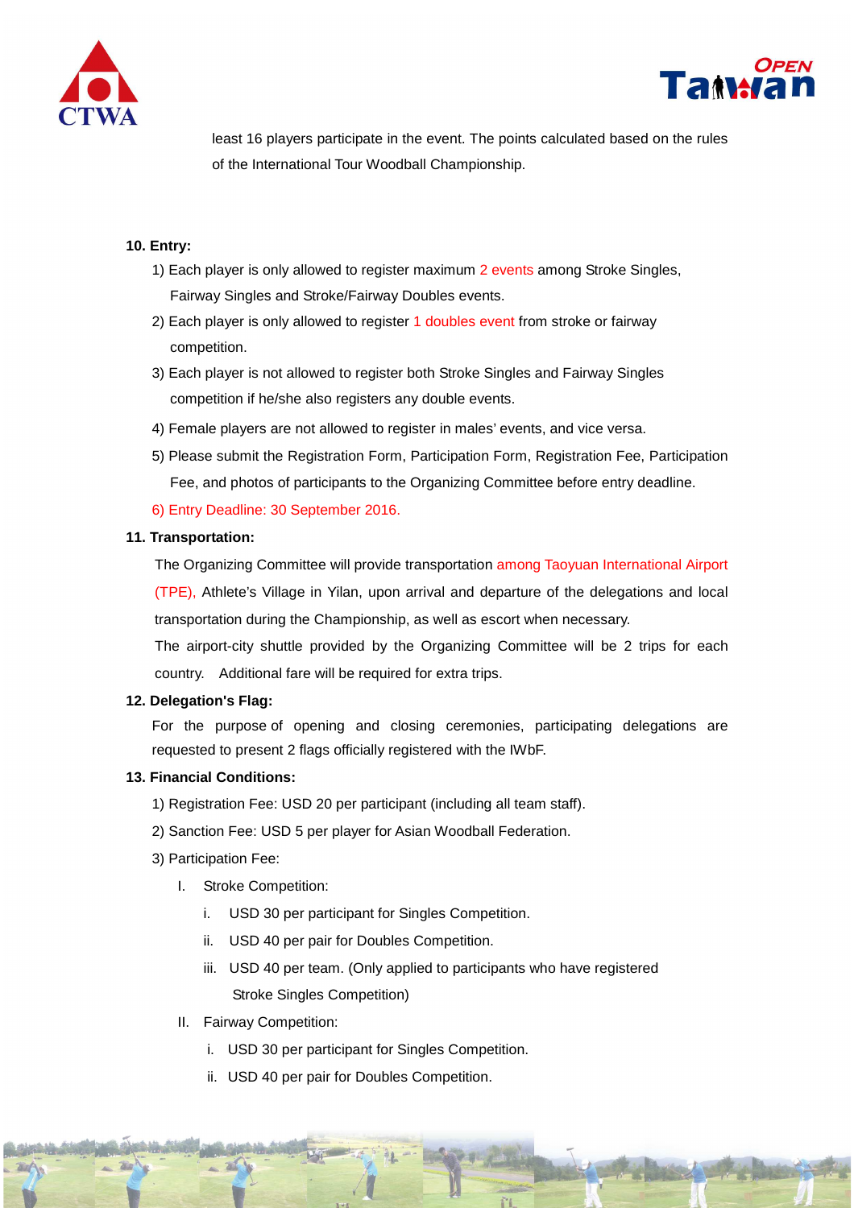least 16 players participate in the event. The points calculated based on the rules of the International Tour Woodball Championship.

**10. Entry:**

1) Each player is only allowed to register maximum 2 events among Stroke Singles, Fairway Singles and Stroke/Fairway Doubles events.
2) Each player is only allowed to register 1 doubles event from stroke or fairway competition.
3) Each player is not allowed to register both Stroke Singles and Fairway Singles competition if he/she also registers any double events.
4) Female players are not allowed to register in males' events, and vice versa.
5) Please submit the Registration Form, Participation Form, Registration Fee, Participation Fee, and photos of participants to the Organizing Committee before entry deadline.
6) Entry Deadline: 30 September 2016.

**11. Transportation:**

The Organizing Committee will provide transportation among Taoyuan International Airport (TPE), Athlete's Village in Yilan, upon arrival and departure of the delegations and local transportation during the Championship, as well as escort when necessary.

The airport-city shuttle provided by the Organizing Committee will be 2 trips for each country. Additional fare will be required for extra trips.

**12. Delegation's Flag:**

For the purpose of opening and closing ceremonies, participating delegations are requested to present 2 flags officially registered with the IWbF.

**13. Financial Conditions:**

1) Registration Fee: USD 20 per participant (including all team staff).
2) Sanction Fee: USD 5 per player for Asian Woodball Federation.
3) Participation Fee:
   - I. Stroke Competition:
     - i. USD 30 per participant for Singles Competition.
     - ii. USD 40 per pair for Doubles Competition.
     - iii. USD 40 per team. (Only applied to participants who have registered Stroke Singles Competition)
   - II. Fairway Competition:
     - i. USD 30 per participant for Singles Competition.
     - ii. USD 40 per pair for Doubles Competition.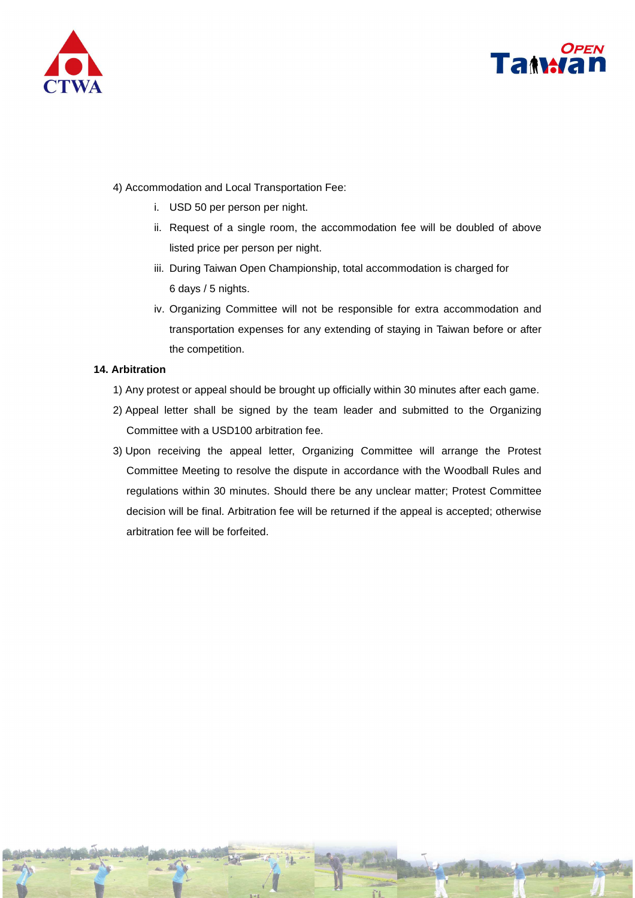4) Accommodation and Local Transportation Fee:

   i. USD 50 per person per night.

   ii. Request of a single room, the accommodation fee will be doubled of above listed price per person per night.

   iii. During Taiwan Open Championship, total accommodation is charged for 6 days / 5 nights.

   iv. Organizing Committee will not be responsible for extra accommodation and transportation expenses for any extending of staying in Taiwan before or after the competition.

**14. Arbitration**

1) Any protest or appeal should be brought up officially within 30 minutes after each game.

2) Appeal letter shall be signed by the team leader and submitted to the Organizing Committee with a USD100 arbitration fee.

3) Upon receiving the appeal letter, Organizing Committee will arrange the Protest Committee Meeting to resolve the dispute in accordance with the Woodball Rules and regulations within 30 minutes. Should there be any unclear matter; Protest Committee decision will be final. Arbitration fee will be returned if the appeal is accepted; otherwise arbitration fee will be forfeited.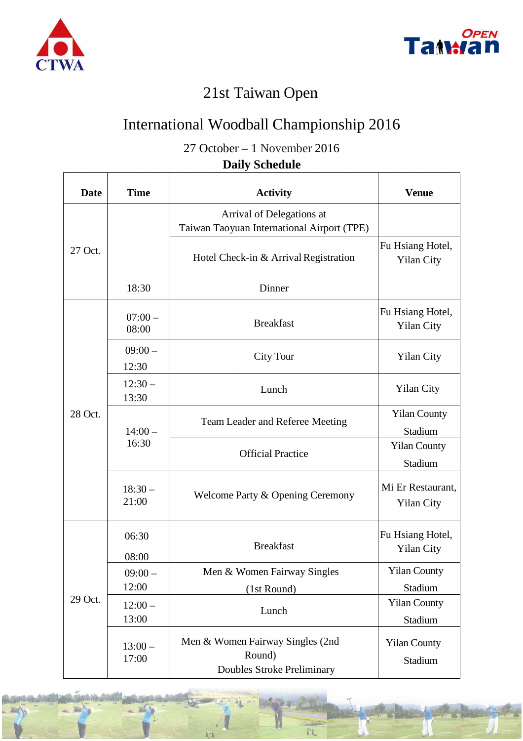# 21st Taiwan Open

# International Woodball Championship 2016

27 October – 1 November 2016

**Daily Schedule**

| Date | Time | Activity | Venue |
|---|---|---|---|
| 27 Oct. | | Arrival of Delegations at Taiwan Taoyuan International Airport (TPE) | |
| | | Hotel Check-in & Arrival Registration | Fu Hsiang Hotel, Yilan City |
| | 18:30 | Dinner | |
| 28 Oct. | 07:00 – 08:00 | Breakfast | Fu Hsiang Hotel, Yilan City |
| | 09:00 – 12:30 | City Tour | Yilan City |
| | 12:30 – 13:30 | Lunch | Yilan City |
| | 14:00 – 16:30 | Team Leader and Referee Meeting | Yilan County Stadium |
| | | Official Practice | Yilan County Stadium |
| | 18:30 – 21:00 | Welcome Party & Opening Ceremony | Mi Er Restaurant, Yilan City |
| 29 Oct. | 06:30 08:00 | Breakfast | Fu Hsiang Hotel, Yilan City |
| | 09:00 – 12:00 | Men & Women Fairway Singles (1st Round) | Yilan County Stadium |
| | 12:00 – 13:00 | Lunch | Yilan County Stadium |
| | 13:00 – 17:00 | Men & Women Fairway Singles (2nd Round) Doubles Stroke Preliminary | Yilan County Stadium |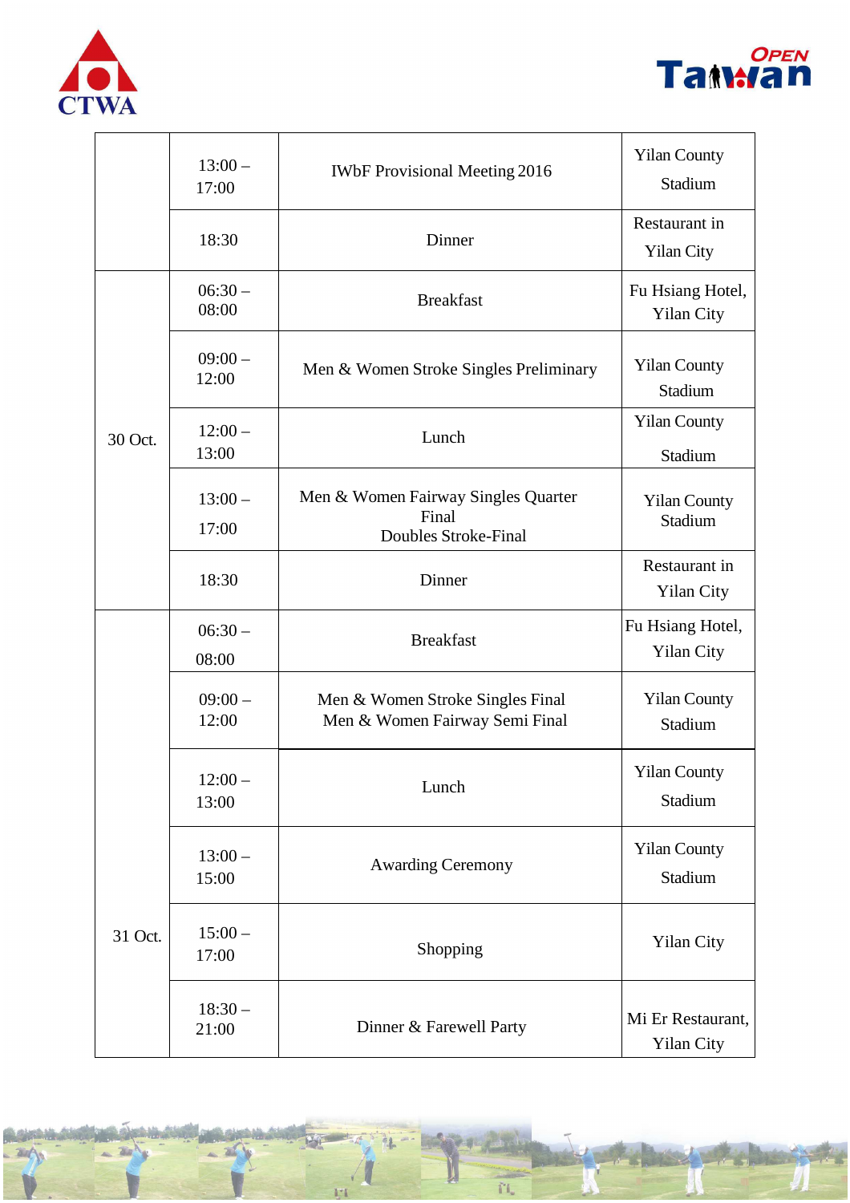| | | | |
|---|---|---|---|
| | 13:00 – 17:00 | IWbF Provisional Meeting 2016 | Yilan County Stadium |
| | 18:30 | Dinner | Restaurant in Yilan City |
| 30 Oct. | 06:30 – 08:00 | Breakfast | Fu Hsiang Hotel, Yilan City |
| | 09:00 – 12:00 | Men & Women Stroke Singles Preliminary | Yilan County Stadium |
| | 12:00 – 13:00 | Lunch | Yilan County Stadium |
| | 13:00 – 17:00 | Men & Women Fairway Singles Quarter Final<br>Doubles Stroke-Final | Yilan County Stadium |
| | 18:30 | Dinner | Restaurant in Yilan City |
| 31 Oct. | 06:30 – 08:00 | Breakfast | Fu Hsiang Hotel, Yilan City |
| | 09:00 – 12:00 | Men & Women Stroke Singles Final<br>Men & Women Fairway Semi Final | Yilan County Stadium |
| | 12:00 – 13:00 | Lunch | Yilan County Stadium |
| | 13:00 – 15:00 | Awarding Ceremony | Yilan County Stadium |
| | 15:00 – 17:00 | Shopping | Yilan City |
| | 18:30 – 21:00 | Dinner & Farewell Party | Mi Er Restaurant, Yilan City |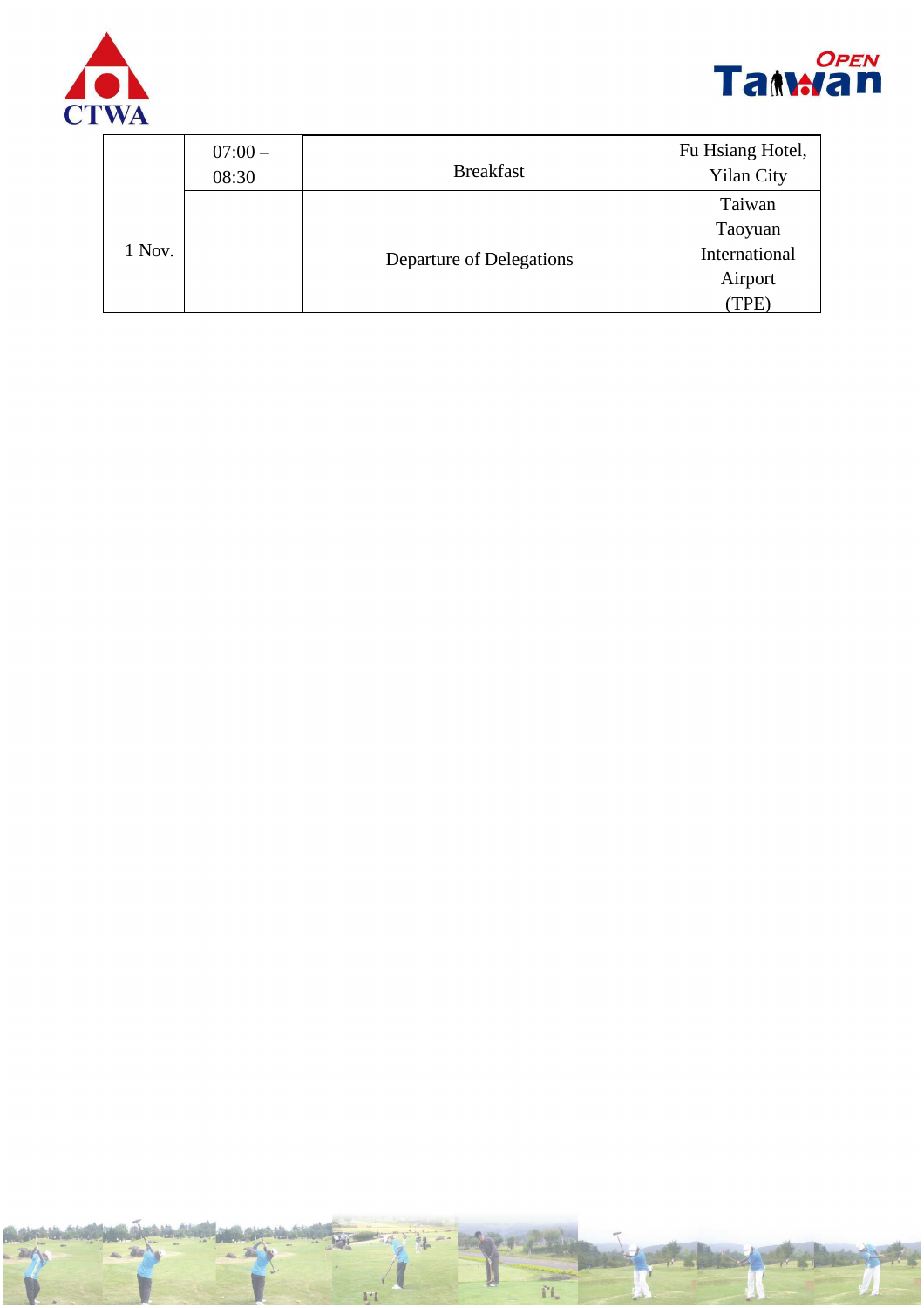| | | | |
|---|---|---|---|
| 1 Nov. | 07:00 – 08:30 | Breakfast | Fu Hsiang Hotel, Yilan City |
| | | Departure of Delegations | Taiwan Taoyuan International Airport (TPE) |